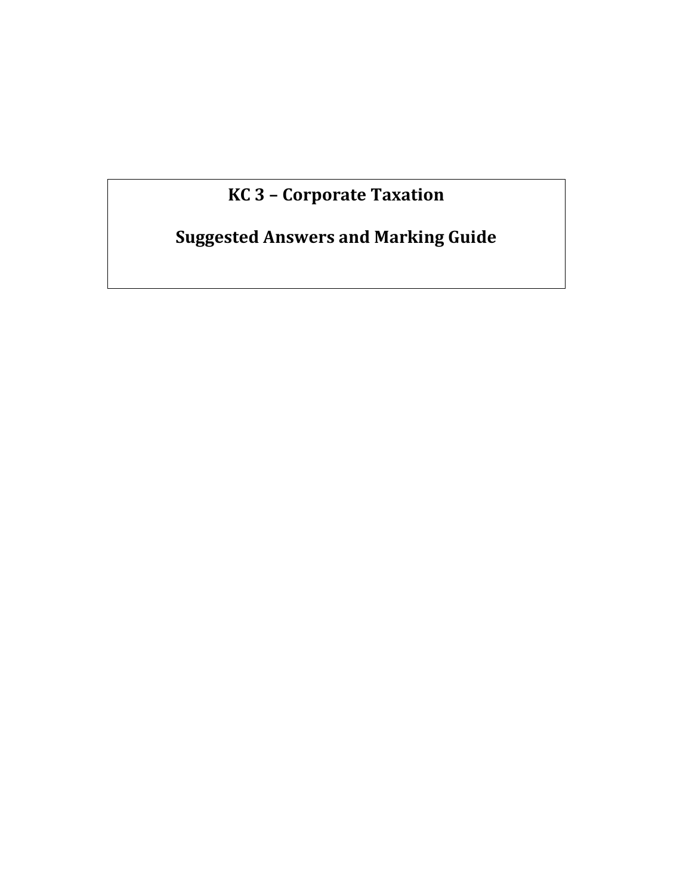# KC 3 – Corporate Taxation

## Suggested Answers and Marking Guide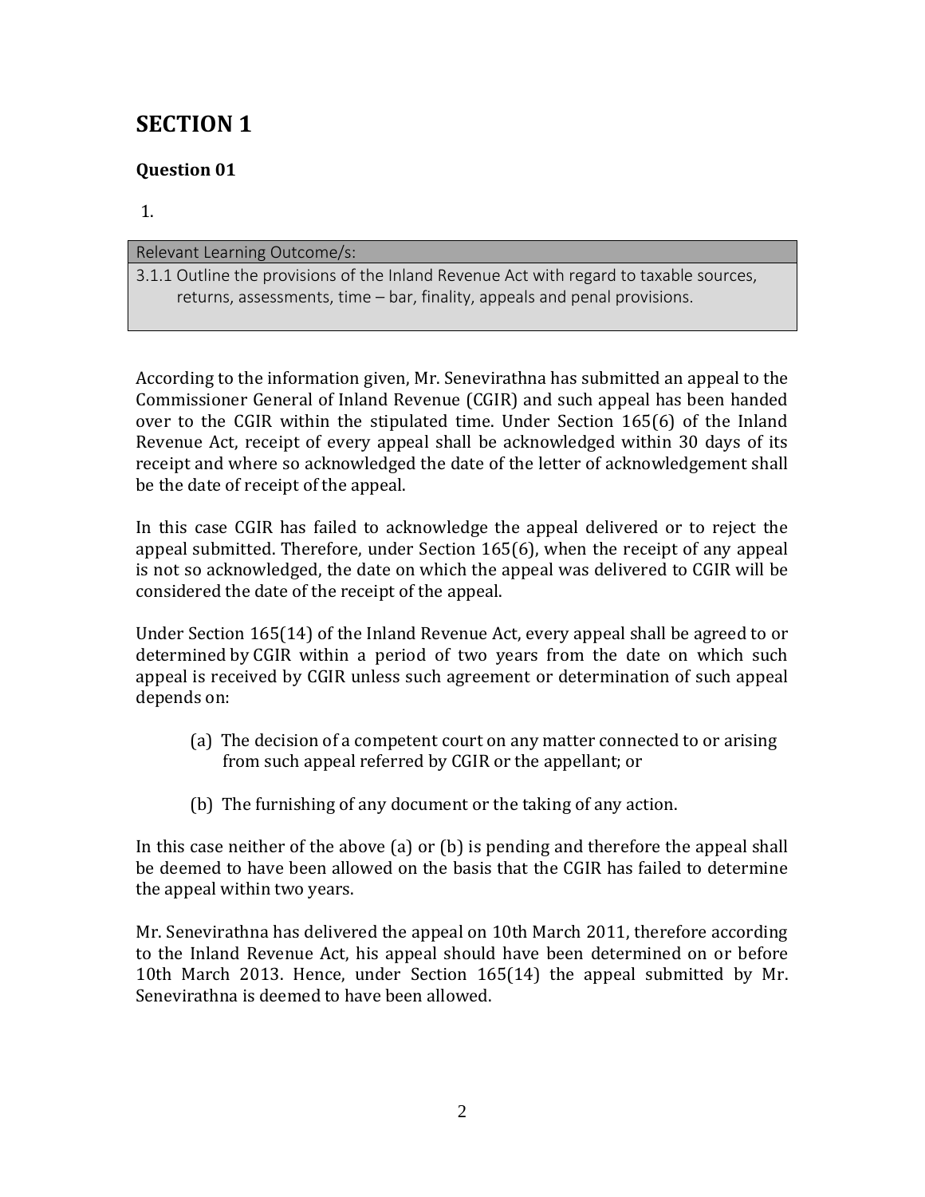# SECTION 1

### Question 01

1.

| Relevant Learning Outcome/s: |
| --- |
| 3.1.1 Outline the provisions of the Inland Revenue Act with regard to taxable sources, returns, assessments, time – bar, finality, appeals and penal provisions. |

According to the information given, Mr. Senevirathna has submitted an appeal to the Commissioner General of Inland Revenue (CGIR) and such appeal has been handed over to the CGIR within the stipulated time. Under Section 165(6) of the Inland Revenue Act, receipt of every appeal shall be acknowledged within 30 days of its receipt and where so acknowledged the date of the letter of acknowledgement shall be the date of receipt of the appeal.

In this case CGIR has failed to acknowledge the appeal delivered or to reject the appeal submitted. Therefore, under Section 165(6), when the receipt of any appeal is not so acknowledged, the date on which the appeal was delivered to CGIR will be considered the date of the receipt of the appeal.

Under Section 165(14) of the Inland Revenue Act, every appeal shall be agreed to or determined by CGIR within a period of two years from the date on which such appeal is received by CGIR unless such agreement or determination of such appeal depends on:

(a) The decision of a competent court on any matter connected to or arising from such appeal referred by CGIR or the appellant; or

(b) The furnishing of any document or the taking of any action.

In this case neither of the above (a) or (b) is pending and therefore the appeal shall be deemed to have been allowed on the basis that the CGIR has failed to determine the appeal within two years.

Mr. Senevirathna has delivered the appeal on 10th March 2011, therefore according to the Inland Revenue Act, his appeal should have been determined on or before 10th March 2013. Hence, under Section 165(14) the appeal submitted by Mr. Senevirathna is deemed to have been allowed.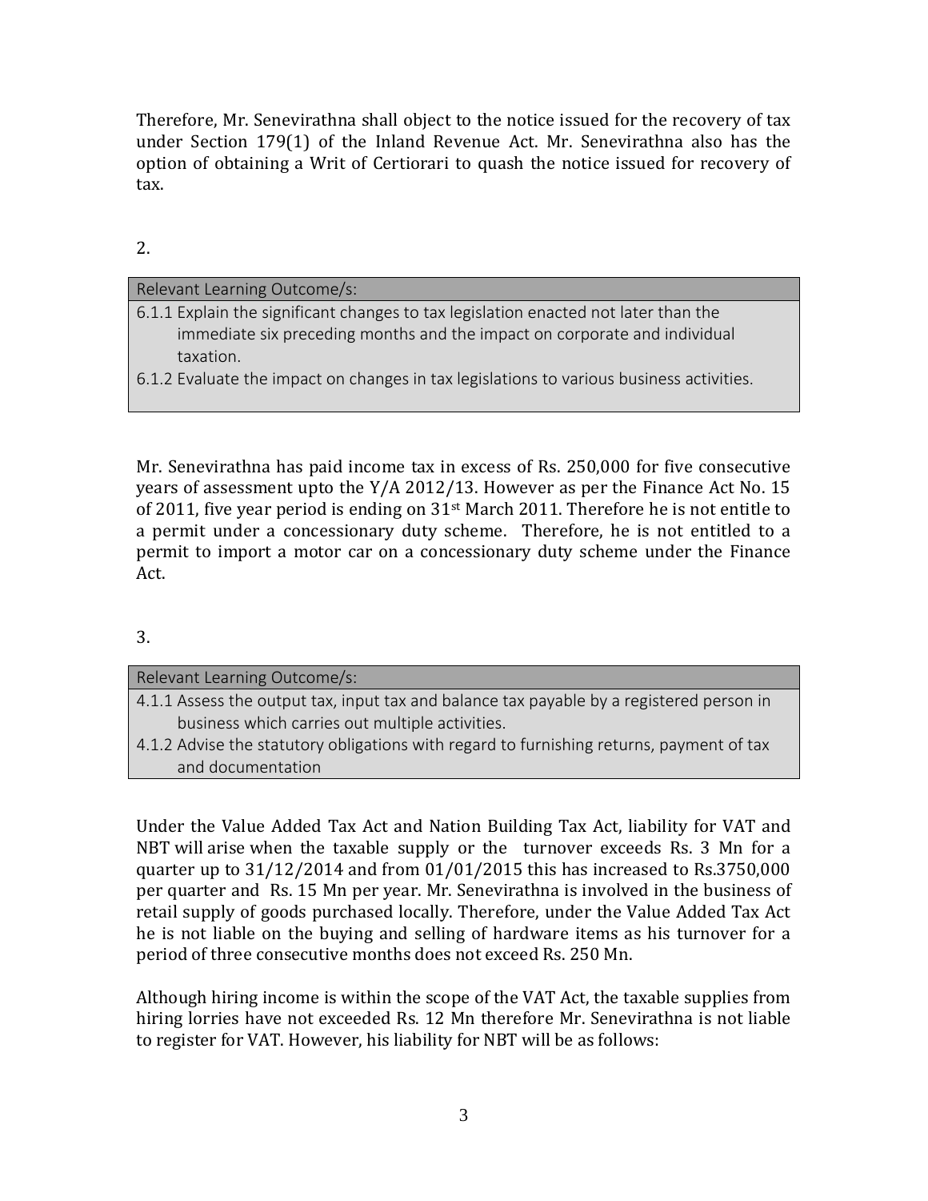Therefore, Mr. Senevirathna shall object to the notice issued for the recovery of tax under Section 179(1) of the Inland Revenue Act. Mr. Senevirathna also has the option of obtaining a Writ of Certiorari to quash the notice issued for recovery of tax.

2.

| Relevant Learning Outcome/s: |
| --- |
| 6.1.1 Explain the significant changes to tax legislation enacted not later than the immediate six preceding months and the impact on corporate and individual taxation.<br>6.1.2 Evaluate the impact on changes in tax legislations to various business activities. |

Mr. Senevirathna has paid income tax in excess of Rs. 250,000 for five consecutive years of assessment upto the Y/A 2012/13. However as per the Finance Act No. 15 of 2011, five year period is ending on 31st March 2011. Therefore he is not entitle to a permit under a concessionary duty scheme. Therefore, he is not entitled to a permit to import a motor car on a concessionary duty scheme under the Finance Act.

3.

| Relevant Learning Outcome/s: |
| --- |
| 4.1.1 Assess the output tax, input tax and balance tax payable by a registered person in business which carries out multiple activities.<br>4.1.2 Advise the statutory obligations with regard to furnishing returns, payment of tax and documentation |

Under the Value Added Tax Act and Nation Building Tax Act, liability for VAT and NBT will arise when the taxable supply or the turnover exceeds Rs. 3 Mn for a quarter up to 31/12/2014 and from 01/01/2015 this has increased to Rs.3750,000 per quarter and Rs. 15 Mn per year. Mr. Senevirathna is involved in the business of retail supply of goods purchased locally. Therefore, under the Value Added Tax Act he is not liable on the buying and selling of hardware items as his turnover for a period of three consecutive months does not exceed Rs. 250 Mn.

Although hiring income is within the scope of the VAT Act, the taxable supplies from hiring lorries have not exceeded Rs. 12 Mn therefore Mr. Senevirathna is not liable to register for VAT. However, his liability for NBT will be as follows: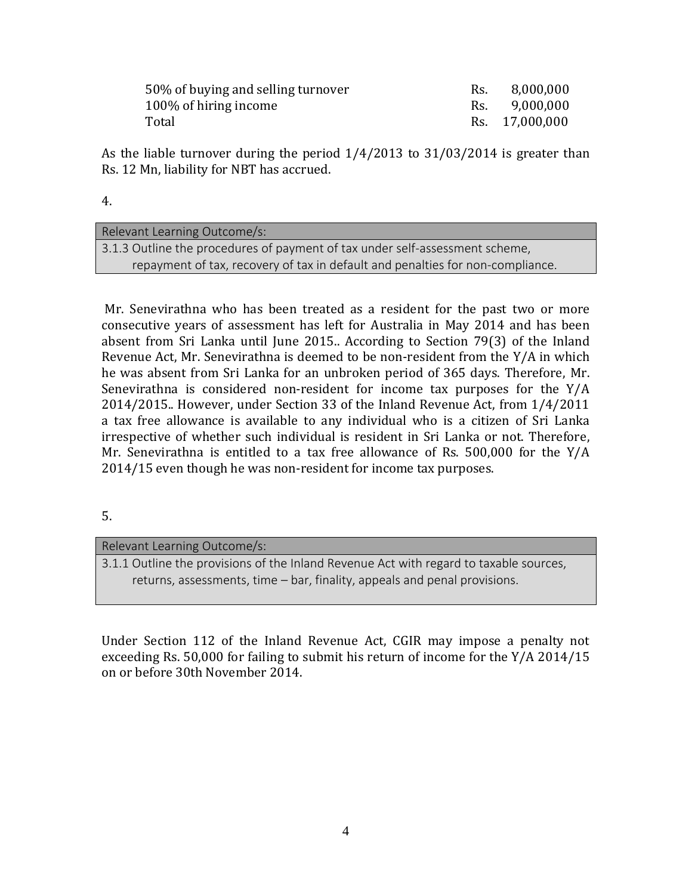| | |
|---|---|
| 50% of buying and selling turnover | Rs. 8,000,000 |
| 100% of hiring income | Rs. 9,000,000 |
| Total | Rs. 17,000,000 |

As the liable turnover during the period 1/4/2013 to 31/03/2014 is greater than Rs. 12 Mn, liability for NBT has accrued.

4.

| Relevant Learning Outcome/s: |
|---|
| 3.1.3 Outline the procedures of payment of tax under self-assessment scheme, repayment of tax, recovery of tax in default and penalties for non-compliance. |

Mr. Senevirathna who has been treated as a resident for the past two or more consecutive years of assessment has left for Australia in May 2014 and has been absent from Sri Lanka until June 2015.. According to Section 79(3) of the Inland Revenue Act, Mr. Senevirathna is deemed to be non-resident from the Y/A in which he was absent from Sri Lanka for an unbroken period of 365 days. Therefore, Mr. Senevirathna is considered non-resident for income tax purposes for the Y/A 2014/2015.. However, under Section 33 of the Inland Revenue Act, from 1/4/2011 a tax free allowance is available to any individual who is a citizen of Sri Lanka irrespective of whether such individual is resident in Sri Lanka or not. Therefore, Mr. Senevirathna is entitled to a tax free allowance of Rs. 500,000 for the Y/A 2014/15 even though he was non-resident for income tax purposes.

5.

| Relevant Learning Outcome/s: |
|---|
| 3.1.1 Outline the provisions of the Inland Revenue Act with regard to taxable sources, returns, assessments, time – bar, finality, appeals and penal provisions. |

Under Section 112 of the Inland Revenue Act, CGIR may impose a penalty not exceeding Rs. 50,000 for failing to submit his return of income for the Y/A 2014/15 on or before 30th November 2014.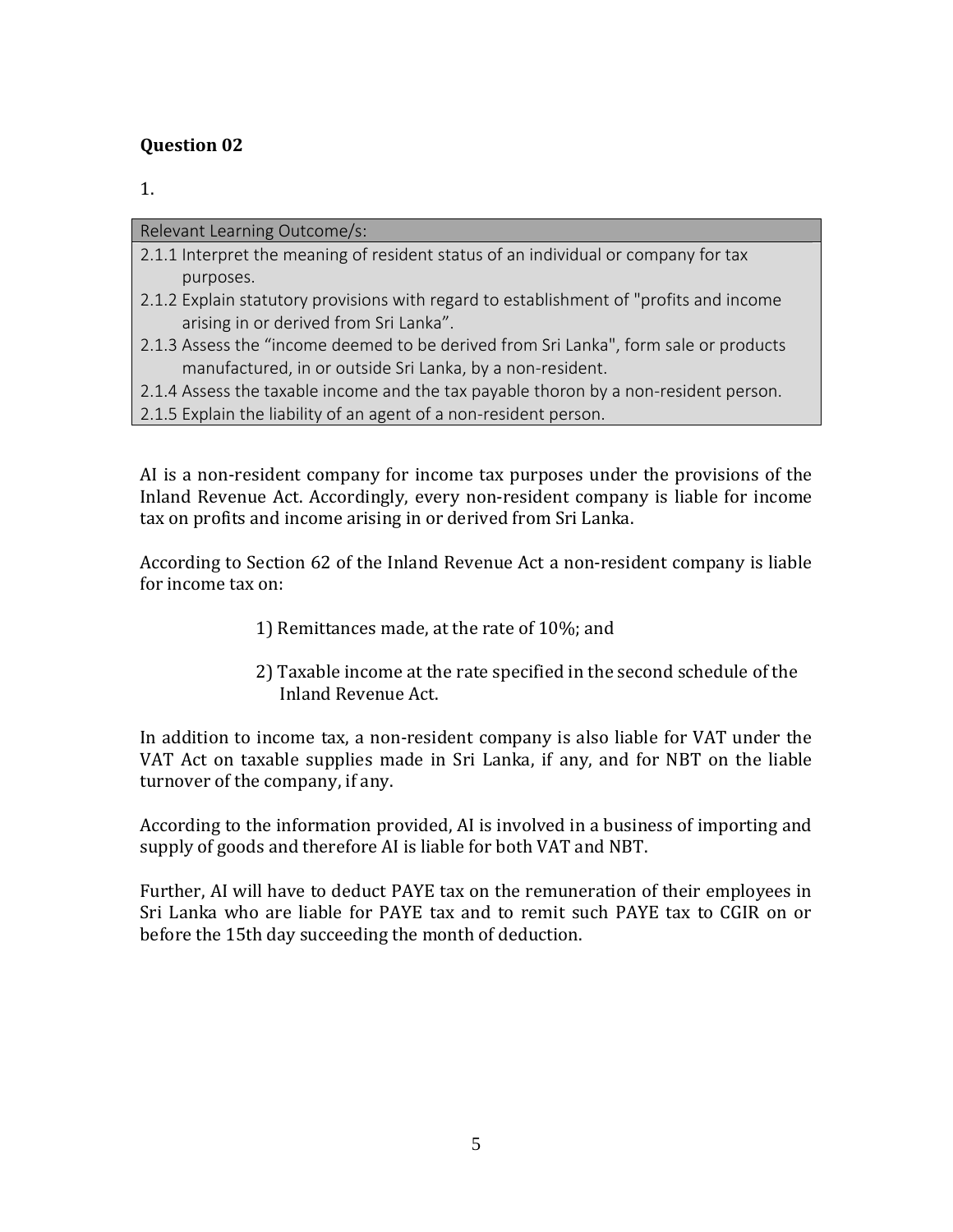**Question 02**

1.

| Relevant Learning Outcome/s: |
|---|
| 2.1.1 Interpret the meaning of resident status of an individual or company for tax purposes. |
| 2.1.2 Explain statutory provisions with regard to establishment of "profits and income arising in or derived from Sri Lanka". |
| 2.1.3 Assess the "income deemed to be derived from Sri Lanka", form sale or products manufactured, in or outside Sri Lanka, by a non-resident. |
| 2.1.4 Assess the taxable income and the tax payable thoron by a non-resident person. |
| 2.1.5 Explain the liability of an agent of a non-resident person. |

AI is a non-resident company for income tax purposes under the provisions of the Inland Revenue Act. Accordingly, every non-resident company is liable for income tax on profits and income arising in or derived from Sri Lanka.

According to Section 62 of the Inland Revenue Act a non-resident company is liable for income tax on:

1) Remittances made, at the rate of 10%; and
2) Taxable income at the rate specified in the second schedule of the Inland Revenue Act.

In addition to income tax, a non-resident company is also liable for VAT under the VAT Act on taxable supplies made in Sri Lanka, if any, and for NBT on the liable turnover of the company, if any.

According to the information provided, AI is involved in a business of importing and supply of goods and therefore AI is liable for both VAT and NBT.

Further, AI will have to deduct PAYE tax on the remuneration of their employees in Sri Lanka who are liable for PAYE tax and to remit such PAYE tax to CGIR on or before the 15th day succeeding the month of deduction.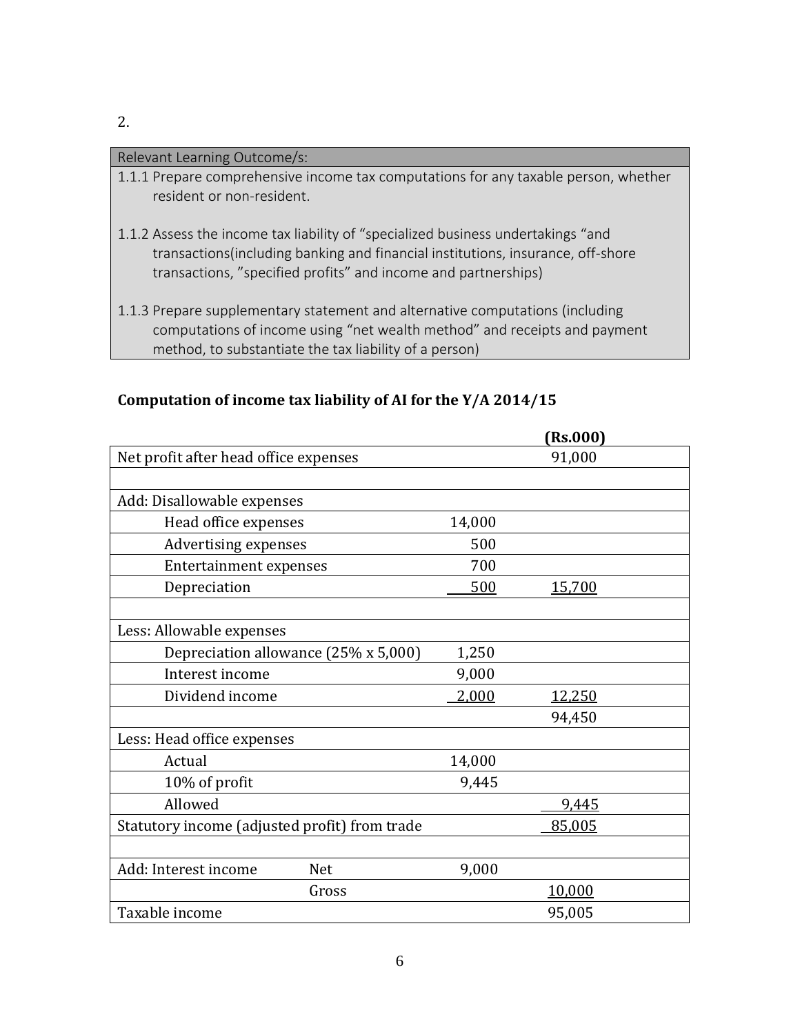2.

| Relevant Learning Outcome/s: |
|---|
| 1.1.1 Prepare comprehensive income tax computations for any taxable person, whether resident or non-resident. |
| 1.1.2 Assess the income tax liability of "specialized business undertakings "and transactions(including banking and financial institutions, insurance, off-shore transactions, "specified profits" and income and partnerships) |
| 1.1.3 Prepare supplementary statement and alternative computations (including computations of income using "net wealth method" and receipts and payment method, to substantiate the tax liability of a person) |

**Computation of income tax liability of AI for the Y/A 2014/15**

| | | | **(Rs.000)** |
|---|---|---|---|
| Net profit after head office expenses | | | 91,000 |
| | | | |
| Add: Disallowable expenses | | | |
| Head office expenses | | 14,000 | |
| Advertising expenses | | 500 | |
| Entertainment expenses | | 700 | |
| Depreciation | | 500 | 15,700 |
| | | | |
| Less: Allowable expenses | | | |
| Depreciation allowance (25% x 5,000) | | 1,250 | |
| Interest income | | 9,000 | |
| Dividend income | | 2,000 | 12,250 |
| | | | 94,450 |
| Less: Head office expenses | | | |
| Actual | | 14,000 | |
| 10% of profit | | 9,445 | |
| Allowed | | | 9,445 |
| Statutory income (adjusted profit) from trade | | | 85,005 |
| | | | |
| Add: Interest income | Net | 9,000 | |
| | Gross | | 10,000 |
| Taxable income | | | 95,005 |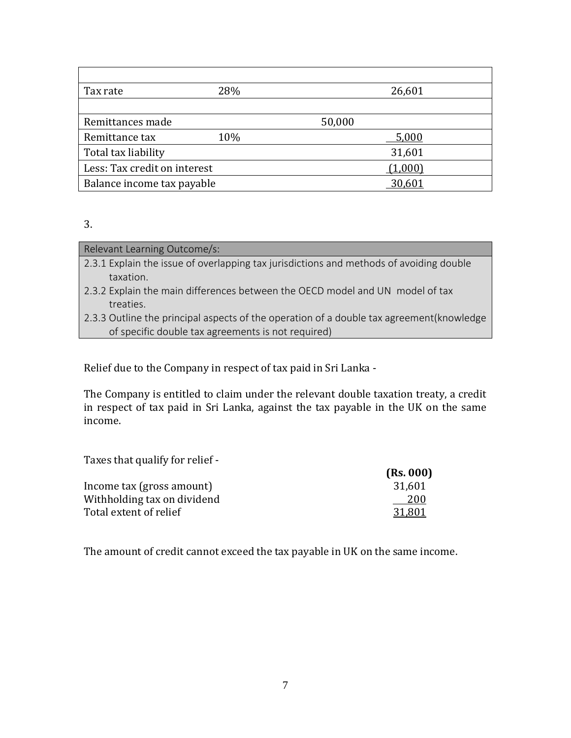| | | | |
|---|---|---|---|
| Tax rate | 28% | | 26,601 |
| | | | |
| Remittances made | | 50,000 | |
| Remittance tax | 10% | | 5,000 |
| Total tax liability | | | 31,601 |
| Less: Tax credit on interest | | | (1,000) |
| Balance income tax payable | | | 30,601 |

3.

| Relevant Learning Outcome/s: |
|---|
| 2.3.1 Explain the issue of overlapping tax jurisdictions and methods of avoiding double taxation. |
| 2.3.2 Explain the main differences between the OECD model and UN model of tax treaties. |
| 2.3.3 Outline the principal aspects of the operation of a double tax agreement(knowledge of specific double tax agreements is not required) |

Relief due to the Company in respect of tax paid in Sri Lanka -

The Company is entitled to claim under the relevant double taxation treaty, a credit in respect of tax paid in Sri Lanka, against the tax payable in the UK on the same income.

Taxes that qualify for relief -

| | **(Rs. 000)** |
|---|---|
| Income tax (gross amount) | 31,601 |
| Withholding tax on dividend | 200 |
| Total extent of relief | 31,801 |

The amount of credit cannot exceed the tax payable in UK on the same income.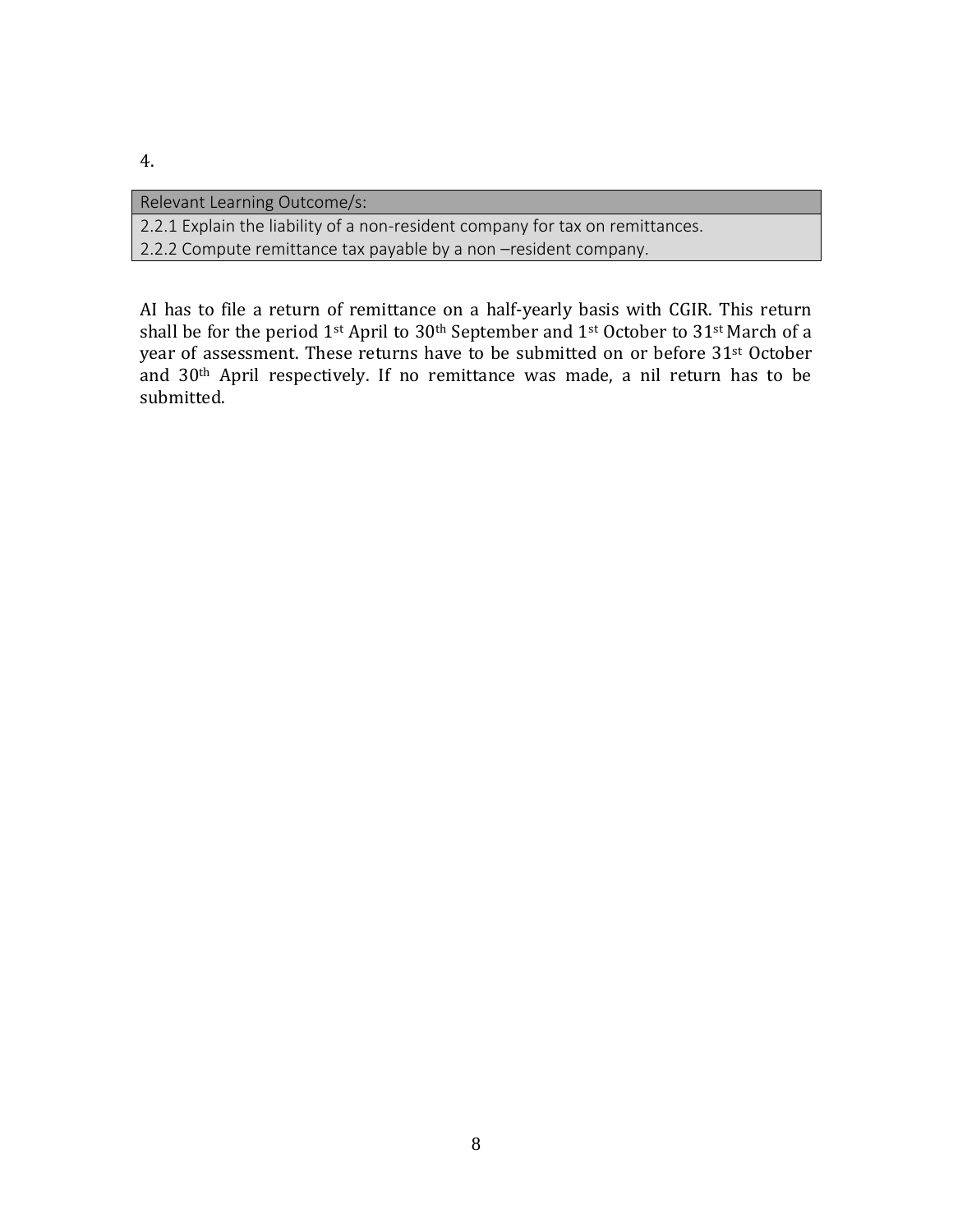4.

| Relevant Learning Outcome/s: |
|---|
| 2.2.1 Explain the liability of a non-resident company for tax on remittances. |
| 2.2.2 Compute remittance tax payable by a non –resident company. |

AI has to file a return of remittance on a half-yearly basis with CGIR. This return shall be for the period 1st April to 30th September and 1st October to 31st March of a year of assessment. These returns have to be submitted on or before 31st October and 30th April respectively. If no remittance was made, a nil return has to be submitted.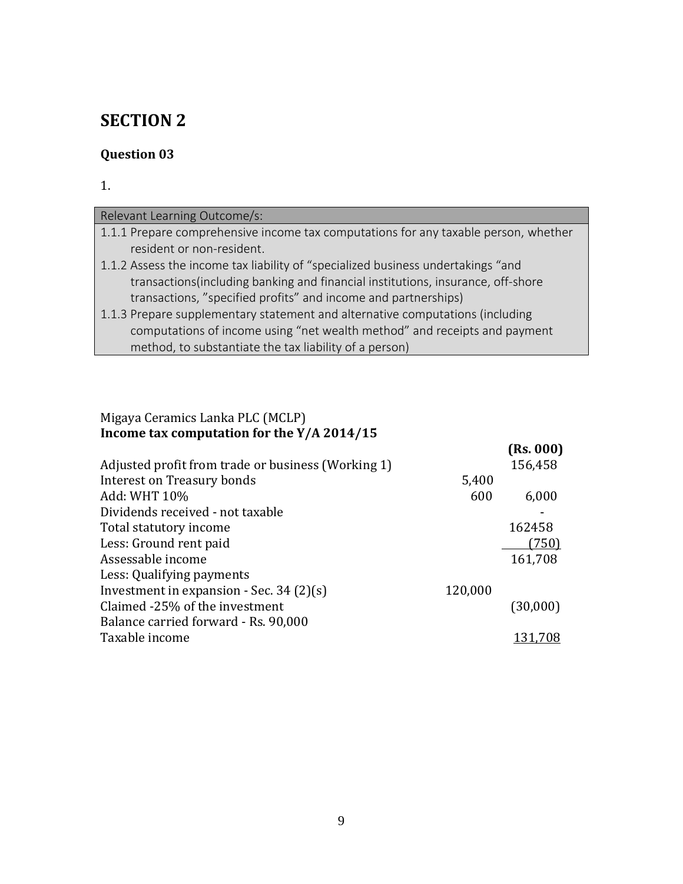# SECTION 2

### Question 03

1.

| Relevant Learning Outcome/s: |
|---|
| 1.1.1 Prepare comprehensive income tax computations for any taxable person, whether resident or non-resident. |
| 1.1.2 Assess the income tax liability of "specialized business undertakings "and transactions(including banking and financial institutions, insurance, off-shore transactions, "specified profits" and income and partnerships) |
| 1.1.3 Prepare supplementary statement and alternative computations (including computations of income using "net wealth method" and receipts and payment method, to substantiate the tax liability of a person) |

Migaya Ceramics Lanka PLC (MCLP)
**Income tax computation for the Y/A 2014/15**

| | | **(Rs. 000)** |
|---|---|---|
| Adjusted profit from trade or business (Working 1) | | 156,458 |
| Interest on Treasury bonds | 5,400 | |
| Add: WHT 10% | 600 | 6,000 |
| Dividends received - not taxable | | - |
| Total statutory income | | 162458 |
| Less: Ground rent paid | | (750) |
| Assessable income | | 161,708 |
| Less: Qualifying payments | | |
| Investment in expansion - Sec. 34 (2)(s) | 120,000 | |
| Claimed -25% of the investment | | (30,000) |
| Balance carried forward - Rs. 90,000 | | |
| Taxable income | | 131,708 |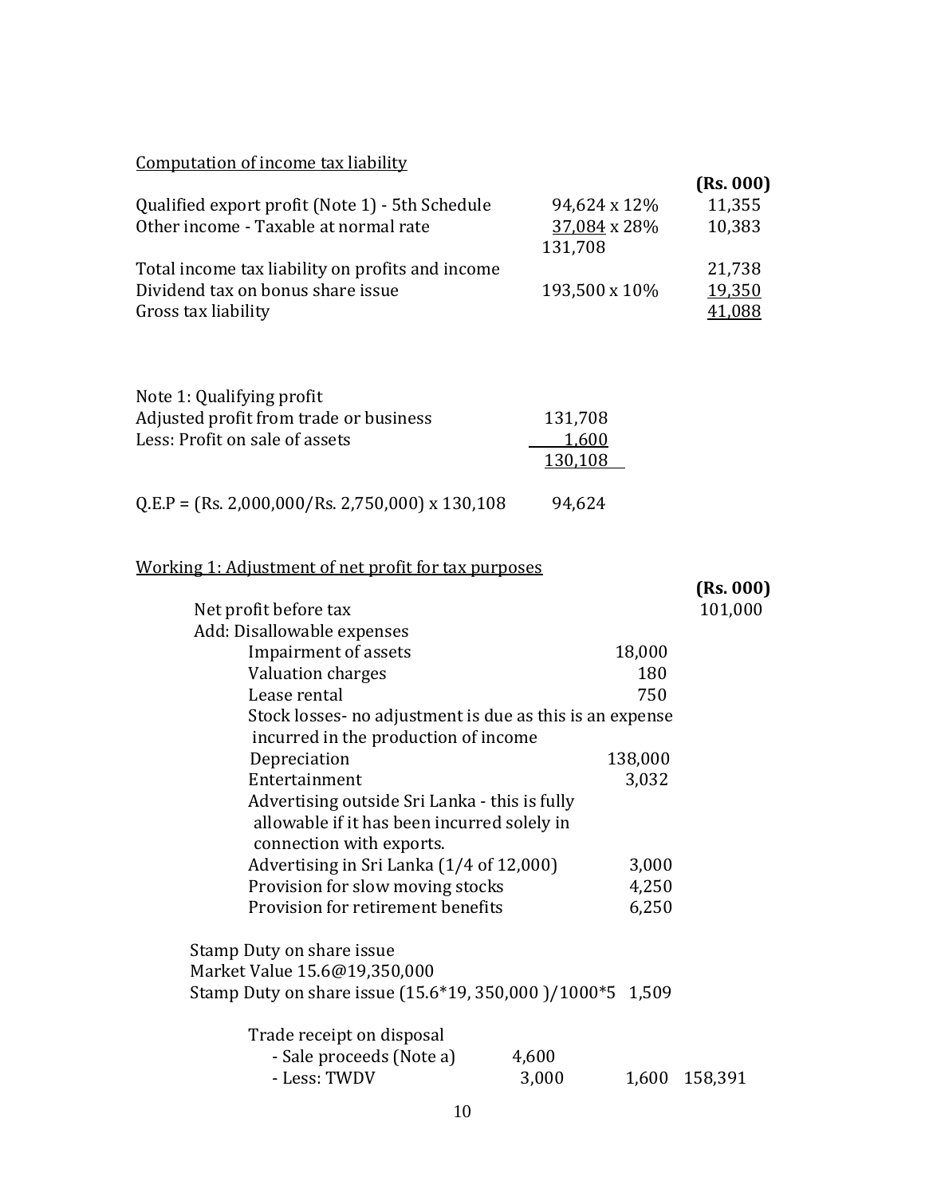Computation of income tax liability

| | | (Rs. 000) |
|---|---|---|
| Qualified export profit (Note 1) - 5th Schedule | 94,624 x 12% | 11,355 |
| Other income - Taxable at normal rate | 37,084 x 28% | 10,383 |
| | 131,708 | |
| Total income tax liability on profits and income | | 21,738 |
| Dividend tax on bonus share issue | 193,500 x 10% | 19,350 |
| Gross tax liability | | 41,088 |

Note 1: Qualifying profit

| | |
|---|---|
| Adjusted profit from trade or business | 131,708 |
| Less: Profit on sale of assets | 1,600 |
| | 130,108 |

Q.E.P = (Rs. 2,000,000/Rs. 2,750,000) x 130,108 &nbsp;&nbsp;&nbsp; 94,624

Working 1: Adjustment of net profit for tax purposes

| | | | (Rs. 000) |
|---|---|---|---|
| Net profit before tax | | | 101,000 |
| Add: Disallowable expenses | | | |
| Impairment of assets | | 18,000 | |
| Valuation charges | | 180 | |
| Lease rental | | 750 | |
| Stock losses- no adjustment is due as this is an expense incurred in the production of income | | | |
| Depreciation | | 138,000 | |
| Entertainment | | 3,032 | |
| Advertising outside Sri Lanka - this is fully allowable if it has been incurred solely in connection with exports. | | | |
| Advertising in Sri Lanka (1/4 of 12,000) | | 3,000 | |
| Provision for slow moving stocks | | 4,250 | |
| Provision for retirement benefits | | 6,250 | |
| Stamp Duty on share issue | | | |
| Market Value 15.6@19,350,000 | | | |
| Stamp Duty on share issue (15.6*19, 350,000 )/1000*5 | | 1,509 | |
| Trade receipt on disposal | | | |
| - Sale proceeds (Note a) | 4,600 | | |
| - Less: TWDV | 3,000 | 1,600 | 158,391 |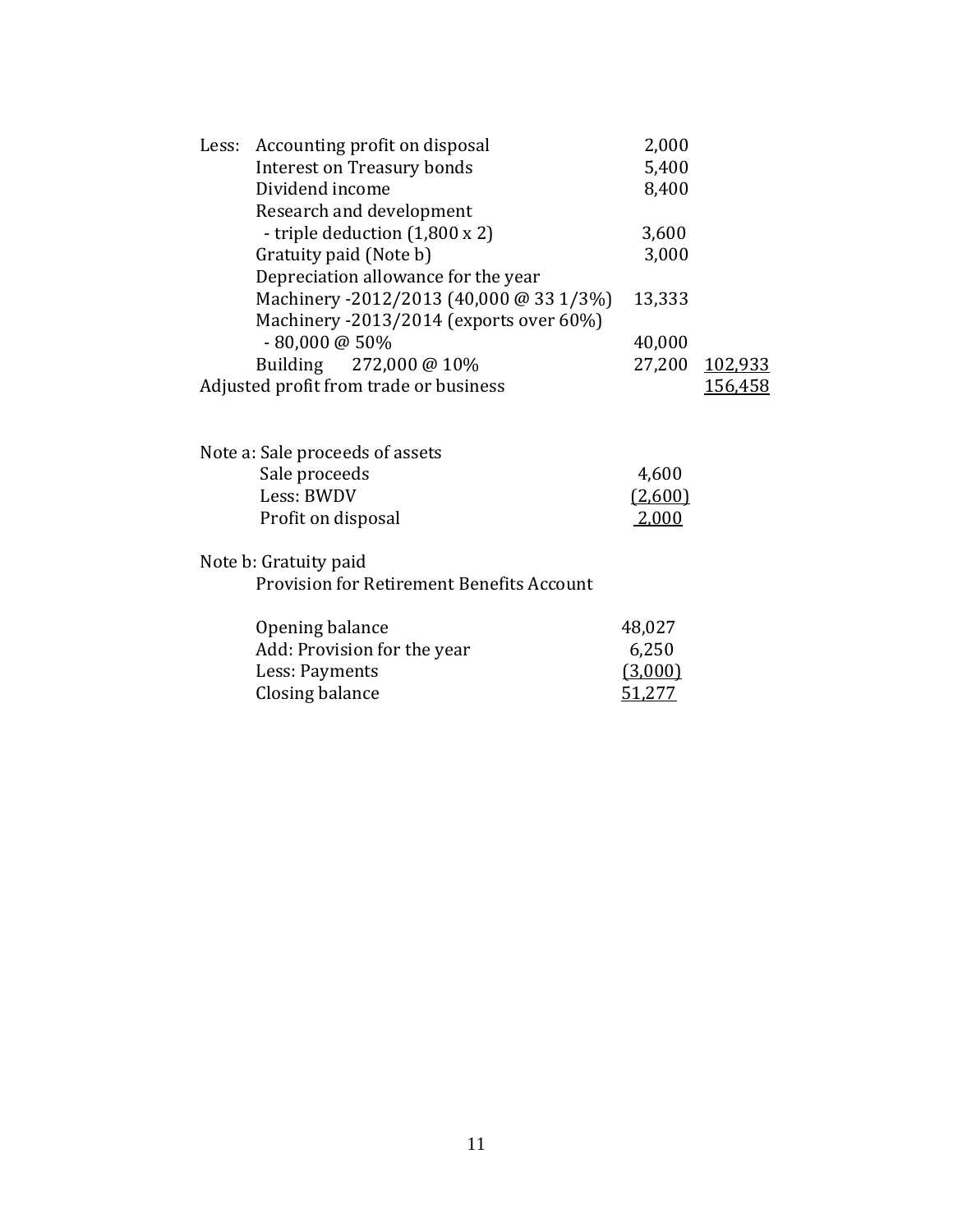| | | | |
|---|---|---|---|
| Less: | Accounting profit on disposal | 2,000 | |
| | Interest on Treasury bonds | 5,400 | |
| | Dividend income | 8,400 | |
| | Research and development | | |
| | - triple deduction (1,800 x 2) | 3,600 | |
| | Gratuity paid (Note b) | 3,000 | |
| | Depreciation allowance for the year | | |
| | Machinery -2012/2013 (40,000 @ 33 1/3%) | 13,333 | |
| | Machinery -2013/2014 (exports over 60%) | | |
| | - 80,000 @ 50% | 40,000 | |
| | Building 272,000 @ 10% | 27,200 | <u>102,933</u> |
| Adjusted profit from trade or business | | | <u>156,458</u> |

Note a: Sale proceeds of assets

| | |
|---|---|
| Sale proceeds | 4,600 |
| Less: BWDV | <u>(2,600)</u> |
| Profit on disposal | <u>2,000</u> |

Note b: Gratuity paid

Provision for Retirement Benefits Account

| | |
|---|---|
| Opening balance | 48,027 |
| Add: Provision for the year | 6,250 |
| Less: Payments | <u>(3,000)</u> |
| Closing balance | <u>51,277</u> |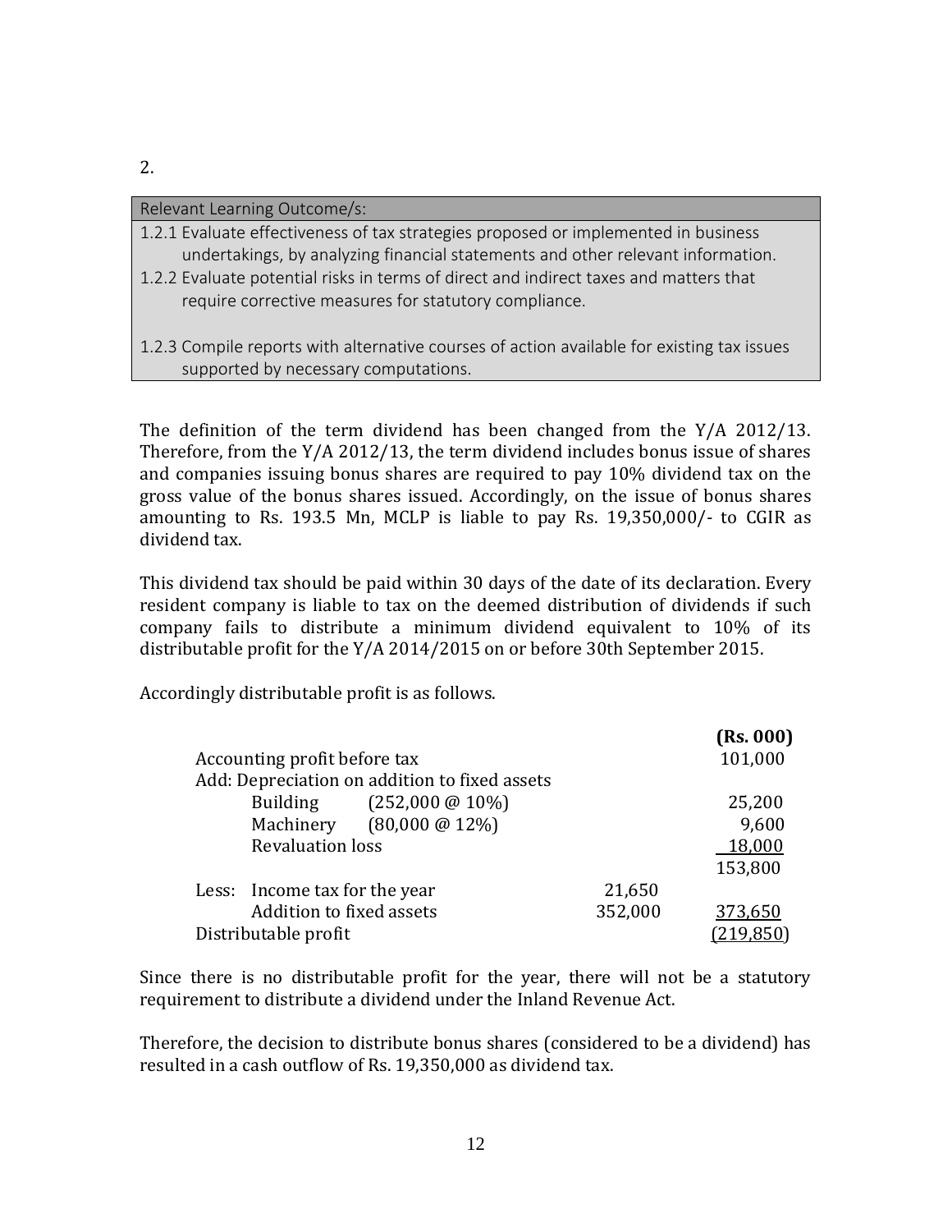2.

| Relevant Learning Outcome/s: |
|---|
| 1.2.1 Evaluate effectiveness of tax strategies proposed or implemented in business undertakings, by analyzing financial statements and other relevant information. |
| 1.2.2 Evaluate potential risks in terms of direct and indirect taxes and matters that require corrective measures for statutory compliance. |
| 1.2.3 Compile reports with alternative courses of action available for existing tax issues supported by necessary computations. |

The definition of the term dividend has been changed from the Y/A 2012/13. Therefore, from the Y/A 2012/13, the term dividend includes bonus issue of shares and companies issuing bonus shares are required to pay 10% dividend tax on the gross value of the bonus shares issued. Accordingly, on the issue of bonus shares amounting to Rs. 193.5 Mn, MCLP is liable to pay Rs. 19,350,000/- to CGIR as dividend tax.

This dividend tax should be paid within 30 days of the date of its declaration. Every resident company is liable to tax on the deemed distribution of dividends if such company fails to distribute a minimum dividend equivalent to 10% of its distributable profit for the Y/A 2014/2015 on or before 30th September 2015.

Accordingly distributable profit is as follows.

| | | | **(Rs. 000)** |
|---|---|---|---|
| Accounting profit before tax | | | 101,000 |
| Add: Depreciation on addition to fixed assets | | | |
| Building | (252,000 @ 10%) | | 25,200 |
| Machinery | (80,000 @ 12%) | | 9,600 |
| Revaluation loss | | | 18,000 |
| | | | 153,800 |
| Less: Income tax for the year | | 21,650 | |
| Addition to fixed assets | | 352,000 | 373,650 |
| Distributable profit | | | (219,850) |

Since there is no distributable profit for the year, there will not be a statutory requirement to distribute a dividend under the Inland Revenue Act.

Therefore, the decision to distribute bonus shares (considered to be a dividend) has resulted in a cash outflow of Rs. 19,350,000 as dividend tax.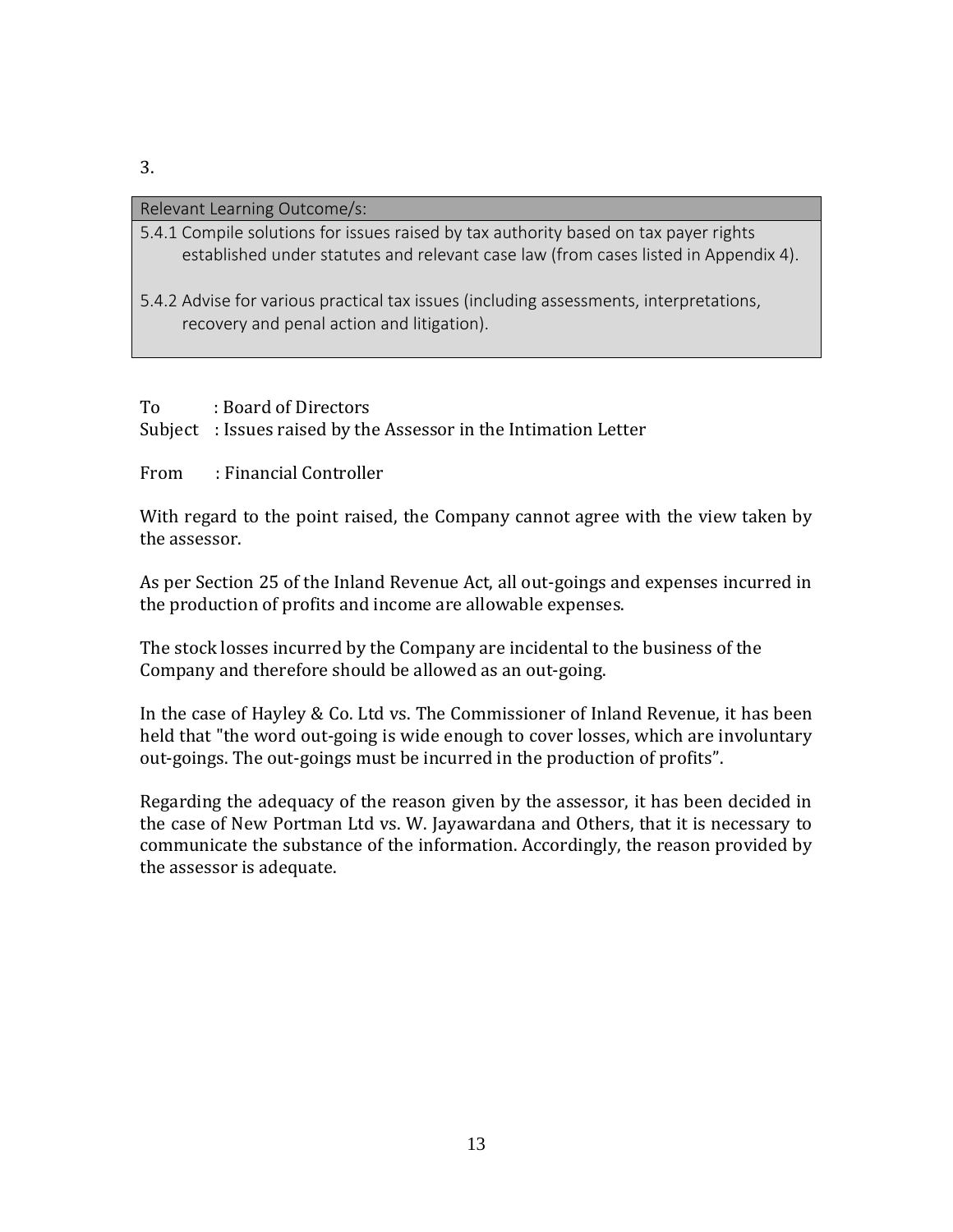3.

| Relevant Learning Outcome/s: |
| --- |
| 5.4.1 Compile solutions for issues raised by tax authority based on tax payer rights established under statutes and relevant case law (from cases listed in Appendix 4).<br><br>5.4.2 Advise for various practical tax issues (including assessments, interpretations, recovery and penal action and litigation). |

To : Board of Directors
Subject : Issues raised by the Assessor in the Intimation Letter

From : Financial Controller

With regard to the point raised, the Company cannot agree with the view taken by the assessor.

As per Section 25 of the Inland Revenue Act, all out-goings and expenses incurred in the production of profits and income are allowable expenses.

The stock losses incurred by the Company are incidental to the business of the Company and therefore should be allowed as an out-going.

In the case of Hayley & Co. Ltd vs. The Commissioner of Inland Revenue, it has been held that "the word out-going is wide enough to cover losses, which are involuntary out-goings. The out-goings must be incurred in the production of profits".

Regarding the adequacy of the reason given by the assessor, it has been decided in the case of New Portman Ltd vs. W. Jayawardana and Others, that it is necessary to communicate the substance of the information. Accordingly, the reason provided by the assessor is adequate.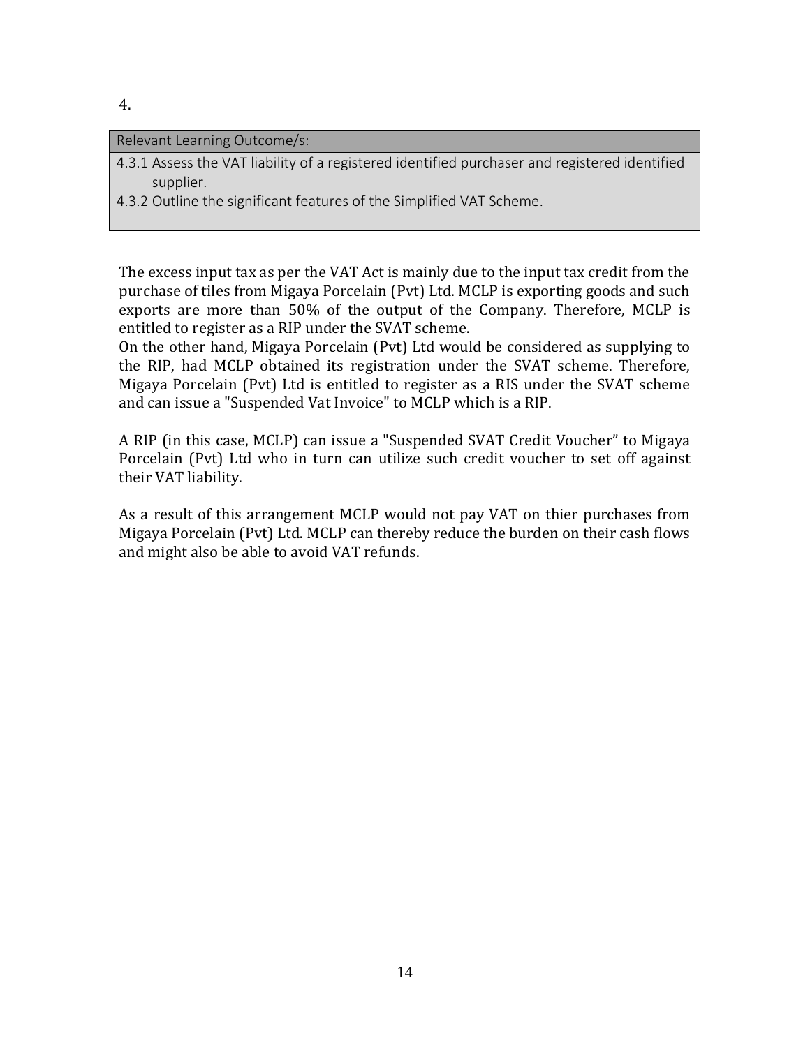4.

| Relevant Learning Outcome/s: |
| --- |
| 4.3.1 Assess the VAT liability of a registered identified purchaser and registered identified supplier.<br>4.3.2 Outline the significant features of the Simplified VAT Scheme. |

The excess input tax as per the VAT Act is mainly due to the input tax credit from the purchase of tiles from Migaya Porcelain (Pvt) Ltd. MCLP is exporting goods and such exports are more than 50% of the output of the Company. Therefore, MCLP is entitled to register as a RIP under the SVAT scheme.
On the other hand, Migaya Porcelain (Pvt) Ltd would be considered as supplying to the RIP, had MCLP obtained its registration under the SVAT scheme. Therefore, Migaya Porcelain (Pvt) Ltd is entitled to register as a RIS under the SVAT scheme and can issue a "Suspended Vat Invoice" to MCLP which is a RIP.

A RIP (in this case, MCLP) can issue a "Suspended SVAT Credit Voucher" to Migaya Porcelain (Pvt) Ltd who in turn can utilize such credit voucher to set off against their VAT liability.

As a result of this arrangement MCLP would not pay VAT on thier purchases from Migaya Porcelain (Pvt) Ltd. MCLP can thereby reduce the burden on their cash flows and might also be able to avoid VAT refunds.